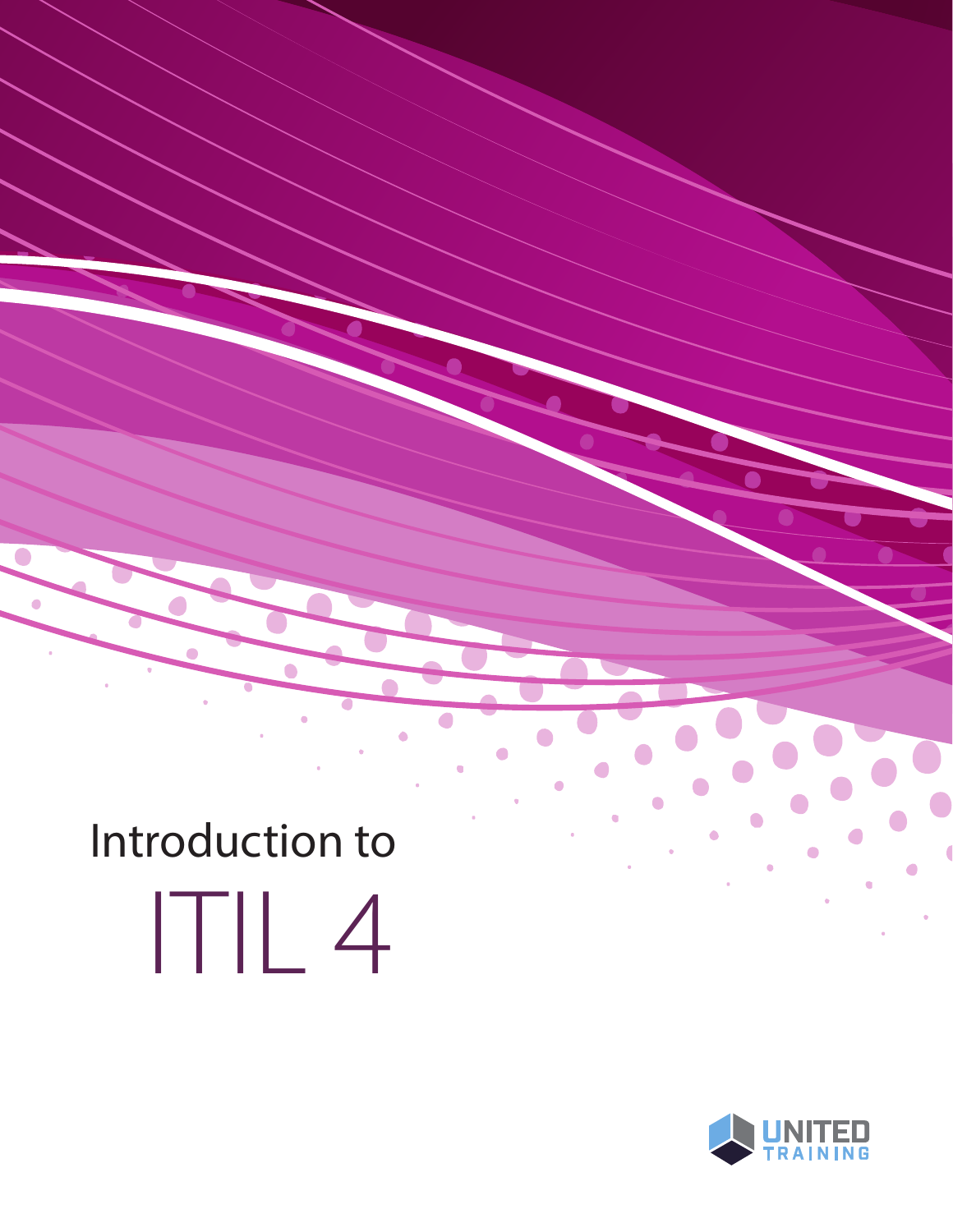# Introduction to ITIL 4

UNITED TRAINING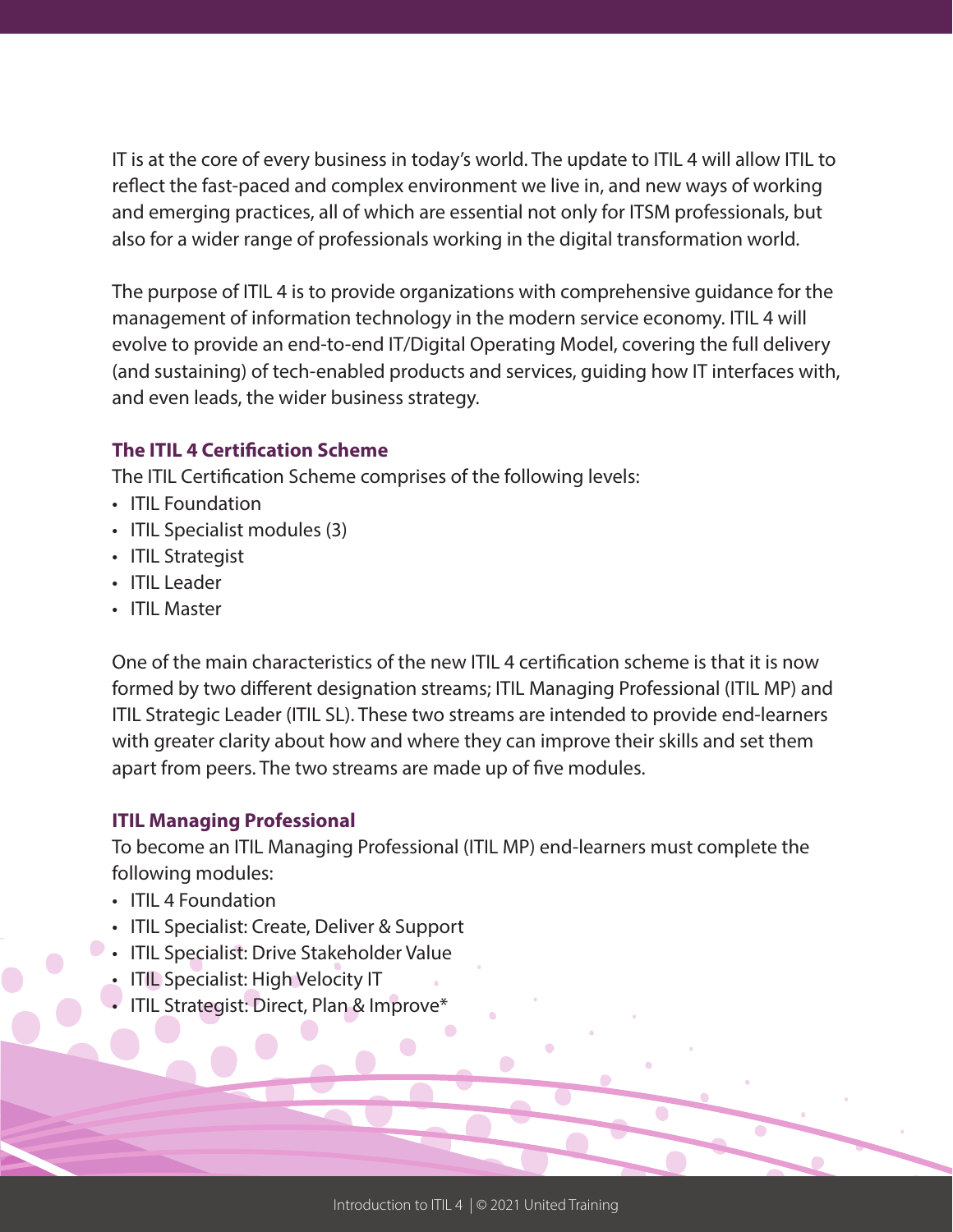IT is at the core of every business in today's world. The update to ITIL 4 will allow ITIL to reflect the fast-paced and complex environment we live in, and new ways of working and emerging practices, all of which are essential not only for ITSM professionals, but also for a wider range of professionals working in the digital transformation world.

The purpose of ITIL 4 is to provide organizations with comprehensive guidance for the management of information technology in the modern service economy. ITIL 4 will evolve to provide an end-to-end IT/Digital Operating Model, covering the full delivery (and sustaining) of tech-enabled products and services, guiding how IT interfaces with, and even leads, the wider business strategy.

### The ITIL 4 Certification Scheme

The ITIL Certification Scheme comprises of the following levels:

- ITIL Foundation
- ITIL Specialist modules (3)
- ITIL Strategist
- ITIL Leader
- ITIL Master

One of the main characteristics of the new ITIL 4 certification scheme is that it is now formed by two different designation streams; ITIL Managing Professional (ITIL MP) and ITIL Strategic Leader (ITIL SL). These two streams are intended to provide end-learners with greater clarity about how and where they can improve their skills and set them apart from peers. The two streams are made up of five modules.

### ITIL Managing Professional

To become an ITIL Managing Professional (ITIL MP) end-learners must complete the following modules:

- ITIL 4 Foundation
- ITIL Specialist: Create, Deliver & Support
- ITIL Specialist: Drive Stakeholder Value
- ITIL Specialist: High Velocity IT
- ITIL Strategist: Direct, Plan & Improve*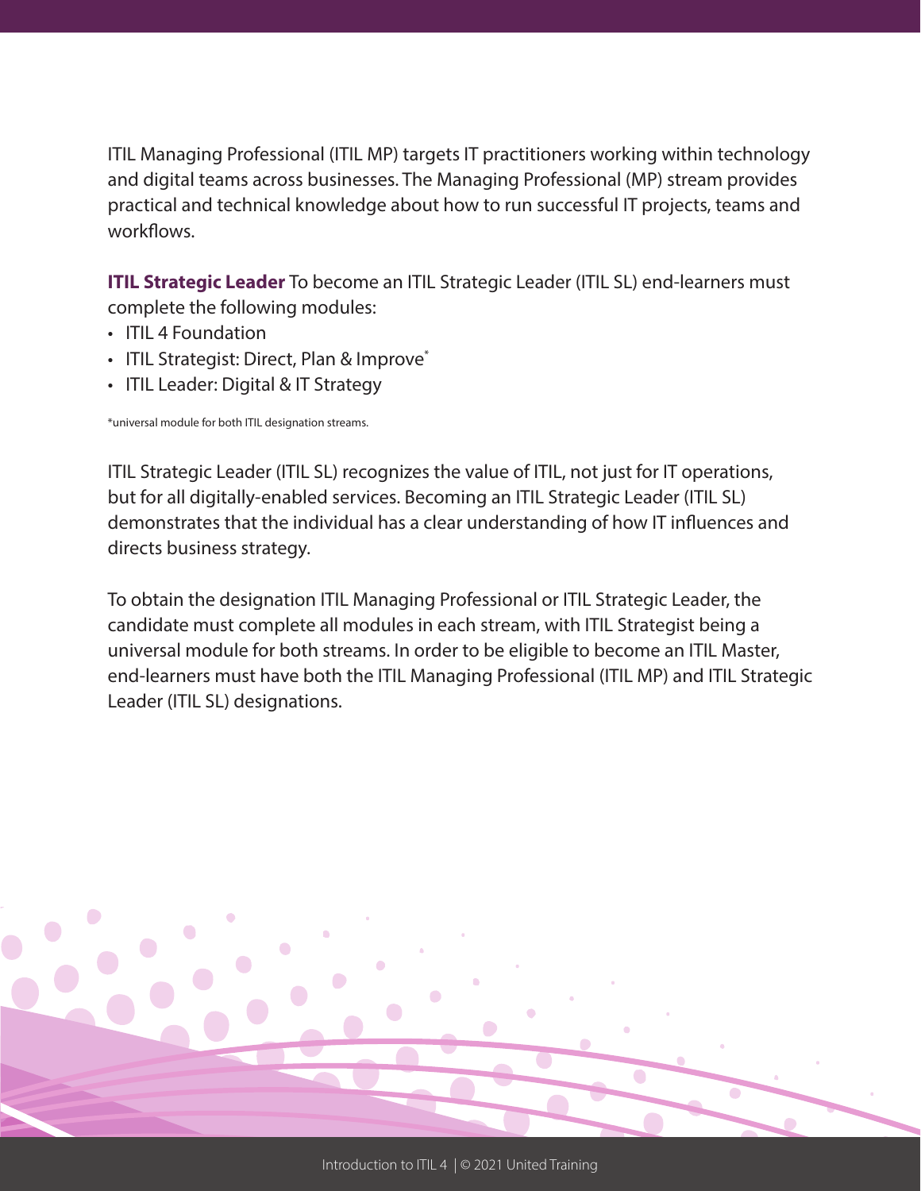ITIL Managing Professional (ITIL MP) targets IT practitioners working within technology and digital teams across businesses. The Managing Professional (MP) stream provides practical and technical knowledge about how to run successful IT projects, teams and workflows.

**ITIL Strategic Leader** To become an ITIL Strategic Leader (ITIL SL) end-learners must complete the following modules:

- ITIL 4 Foundation
- ITIL Strategist: Direct, Plan & Improve*
- ITIL Leader: Digital & IT Strategy

*universal module for both ITIL designation streams.

ITIL Strategic Leader (ITIL SL) recognizes the value of ITIL, not just for IT operations, but for all digitally-enabled services. Becoming an ITIL Strategic Leader (ITIL SL) demonstrates that the individual has a clear understanding of how IT influences and directs business strategy.

To obtain the designation ITIL Managing Professional or ITIL Strategic Leader, the candidate must complete all modules in each stream, with ITIL Strategist being a universal module for both streams. In order to be eligible to become an ITIL Master, end-learners must have both the ITIL Managing Professional (ITIL MP) and ITIL Strategic Leader (ITIL SL) designations.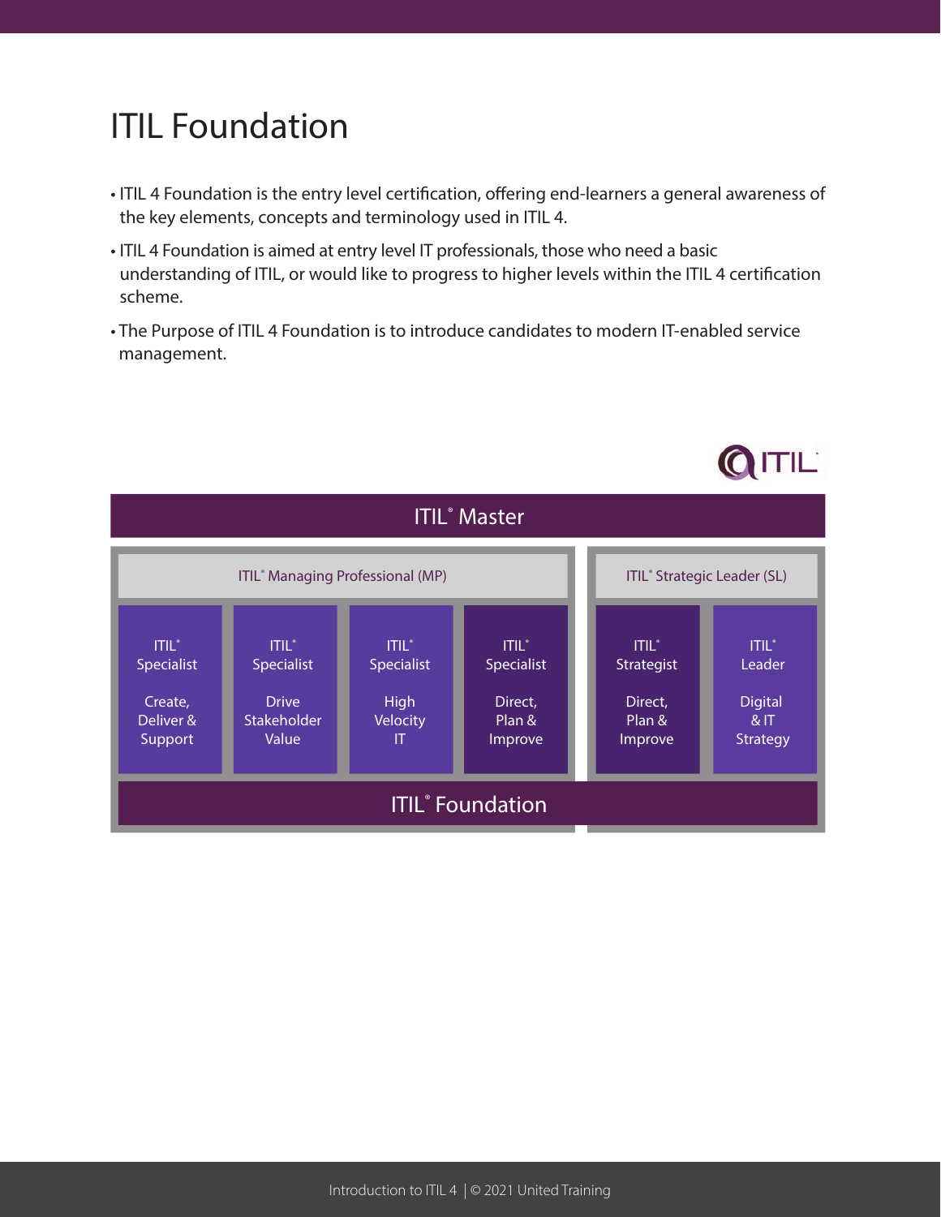# ITIL Foundation

- ITIL 4 Foundation is the entry level certification, offering end-learners a general awareness of the key elements, concepts and terminology used in ITIL 4.
- ITIL 4 Foundation is aimed at entry level IT professionals, those who need a basic understanding of ITIL, or would like to progress to higher levels within the ITIL 4 certification scheme.
- The Purpose of ITIL 4 Foundation is to introduce candidates to modern IT-enabled service management.

ITIL® Master

| ITIL® Managing Professional (MP) | | | | ITIL® Strategic Leader (SL) | |
|---|---|---|---|---|---|
| ITIL® Specialist<br>Create, Deliver & Support | ITIL® Specialist<br>Drive Stakeholder Value | ITIL® Specialist<br>High Velocity IT | ITIL® Specialist<br>Direct, Plan & Improve | ITIL® Strategist<br>Direct, Plan & Improve | ITIL® Leader<br>Digital & IT Strategy |

ITIL® Foundation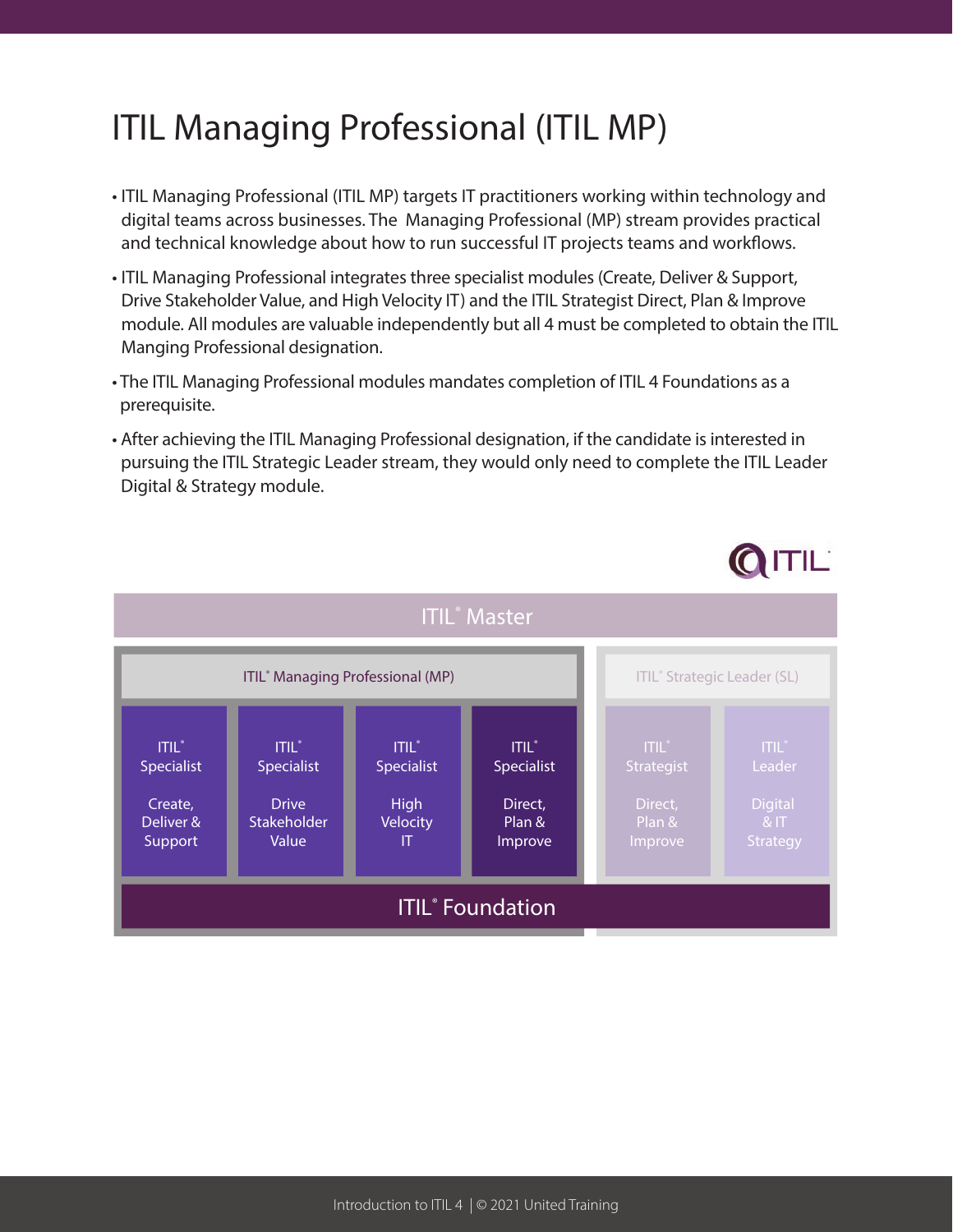# ITIL Managing Professional (ITIL MP)

- ITIL Managing Professional (ITIL MP) targets IT practitioners working within technology and digital teams across businesses. The Managing Professional (MP) stream provides practical and technical knowledge about how to run successful IT projects teams and workflows.
- ITIL Managing Professional integrates three specialist modules (Create, Deliver & Support, Drive Stakeholder Value, and High Velocity IT) and the ITIL Strategist Direct, Plan & Improve module. All modules are valuable independently but all 4 must be completed to obtain the ITIL Manging Professional designation.
- The ITIL Managing Professional modules mandates completion of ITIL 4 Foundations as a prerequisite.
- After achieving the ITIL Managing Professional designation, if the candidate is interested in pursuing the ITIL Strategic Leader stream, they would only need to complete the ITIL Leader Digital & Strategy module.

ITIL® Master

| ITIL® Managing Professional (MP) | | | | ITIL® Strategic Leader (SL) | |
|---|---|---|---|---|---|
| ITIL® Specialist Create, Deliver & Support | ITIL® Specialist Drive Stakeholder Value | ITIL® Specialist High Velocity IT | ITIL® Specialist Direct, Plan & Improve | ITIL® Strategist Direct, Plan & Improve | ITIL® Leader Digital & IT Strategy |

ITIL® Foundation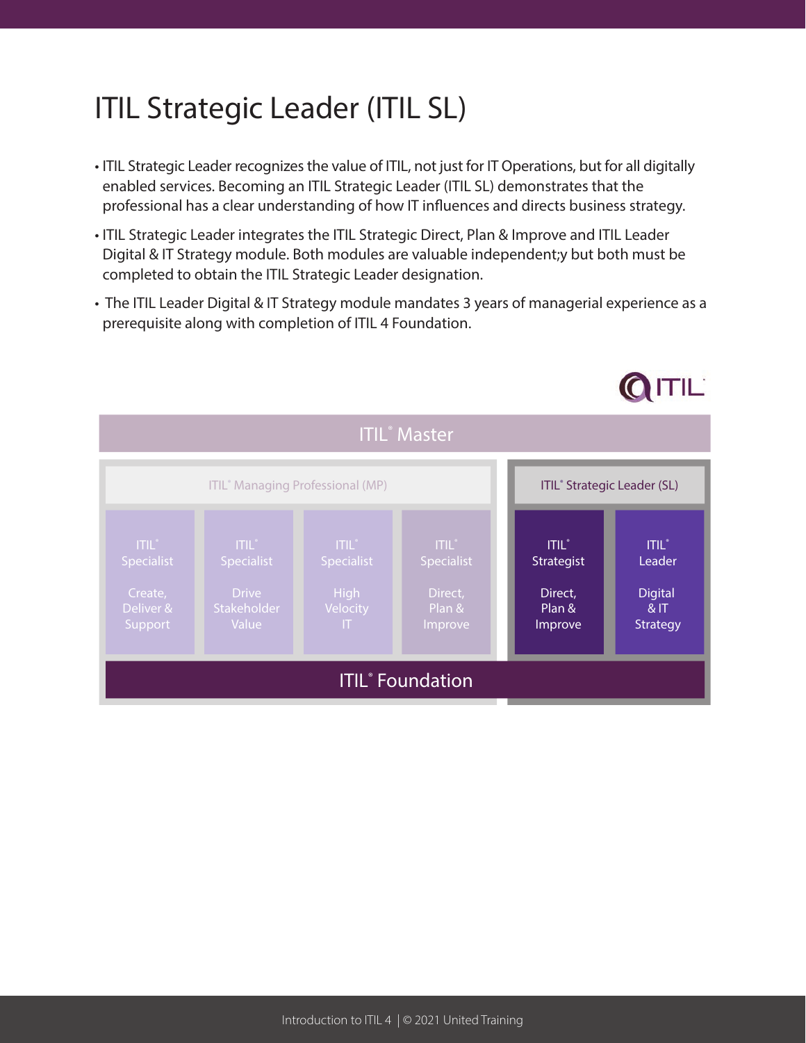# ITIL Strategic Leader (ITIL SL)

- ITIL Strategic Leader recognizes the value of ITIL, not just for IT Operations, but for all digitally enabled services. Becoming an ITIL Strategic Leader (ITIL SL) demonstrates that the professional has a clear understanding of how IT influences and directs business strategy.
- ITIL Strategic Leader integrates the ITIL Strategic Direct, Plan & Improve and ITIL Leader Digital & IT Strategy module. Both modules are valuable independent;y but both must be completed to obtain the ITIL Strategic Leader designation.
- The ITIL Leader Digital & IT Strategy module mandates 3 years of managerial experience as a prerequisite along with completion of ITIL 4 Foundation.

ITIL® Master

| ITIL® Managing Professional (MP) | | | | ITIL® Strategic Leader (SL) | |
|---|---|---|---|---|---|
| ITIL® Specialist Create, Deliver & Support | ITIL® Specialist Drive Stakeholder Value | ITIL® Specialist High Velocity IT | ITIL® Specialist Direct, Plan & Improve | ITIL® Strategist Direct, Plan & Improve | ITIL® Leader Digital & IT Strategy |

ITIL® Foundation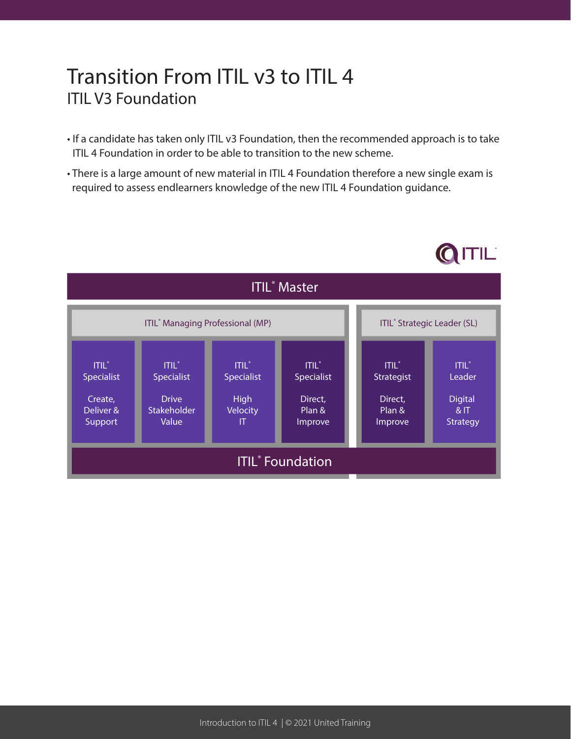# Transition From ITIL v3 to ITIL 4

## ITIL V3 Foundation

- If a candidate has taken only ITIL v3 Foundation, then the recommended approach is to take ITIL 4 Foundation in order to be able to transition to the new scheme.
- There is a large amount of new material in ITIL 4 Foundation therefore a new single exam is required to assess endlearners knowledge of the new ITIL 4 Foundation guidance.

ITIL®

ITIL® Master

| ITIL® Managing Professional (MP) | | | | ITIL® Strategic Leader (SL) | |
|---|---|---|---|---|---|
| ITIL® Specialist Create, Deliver & Support | ITIL® Specialist Drive Stakeholder Value | ITIL® Specialist High Velocity IT | ITIL® Specialist Direct, Plan & Improve | ITIL® Strategist Direct, Plan & Improve | ITIL® Leader Digital & IT Strategy |

ITIL® Foundation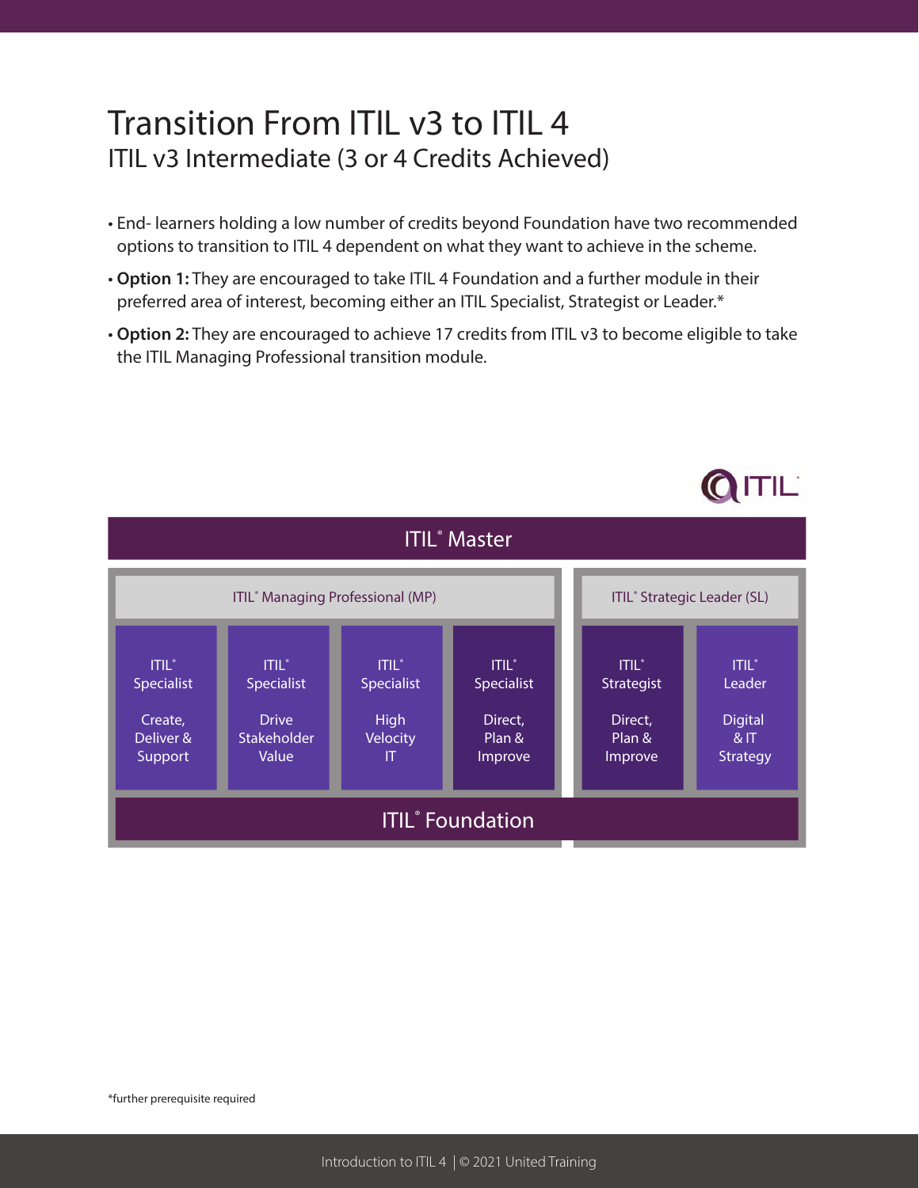# Transition From ITIL v3 to ITIL 4

## ITIL v3 Intermediate (3 or 4 Credits Achieved)

- End- learners holding a low number of credits beyond Foundation have two recommended options to transition to ITIL 4 dependent on what they want to achieve in the scheme.
- **Option 1:** They are encouraged to take ITIL 4 Foundation and a further module in their preferred area of interest, becoming either an ITIL Specialist, Strategist or Leader.*
- **Option 2:** They are encouraged to achieve 17 credits from ITIL v3 to become eligible to take the ITIL Managing Professional transition module.

ITIL

ITIL® Master

ITIL® Managing Professional (MP)

ITIL® Specialist Create, Deliver & Support

ITIL® Specialist Drive Stakeholder Value

ITIL® Specialist High Velocity IT

ITIL® Specialist Direct, Plan & Improve

ITIL® Strategic Leader (SL)

ITIL® Strategist Direct, Plan & Improve

ITIL® Leader Digital & IT Strategy

ITIL® Foundation

*further prerequisite required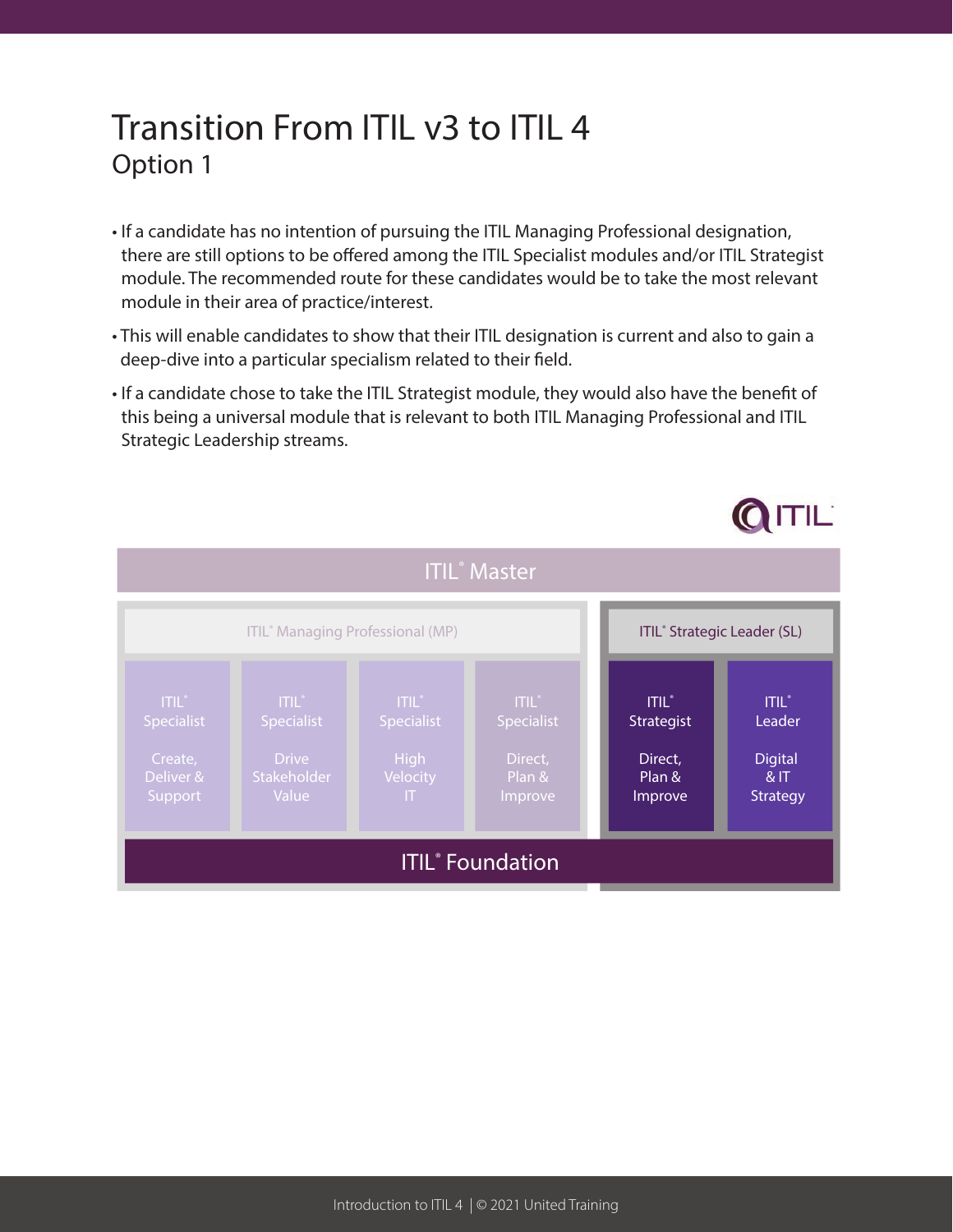# Transition From ITIL v3 to ITIL 4

## Option 1

- If a candidate has no intention of pursuing the ITIL Managing Professional designation, there are still options to be offered among the ITIL Specialist modules and/or ITIL Strategist module. The recommended route for these candidates would be to take the most relevant module in their area of practice/interest.
- This will enable candidates to show that their ITIL designation is current and also to gain a deep-dive into a particular specialism related to their field.
- If a candidate chose to take the ITIL Strategist module, they would also have the benefit of this being a universal module that is relevant to both ITIL Managing Professional and ITIL Strategic Leadership streams.

ITIL® Master

ITIL® Managing Professional (MP)

- ITIL® Specialist — Create, Deliver & Support
- ITIL® Specialist — Drive Stakeholder Value
- ITIL® Specialist — High Velocity IT
- ITIL® Specialist — Direct, Plan & Improve

ITIL® Strategic Leader (SL)

- ITIL® Strategist — Direct, Plan & Improve
- ITIL® Leader — Digital & IT Strategy

ITIL® Foundation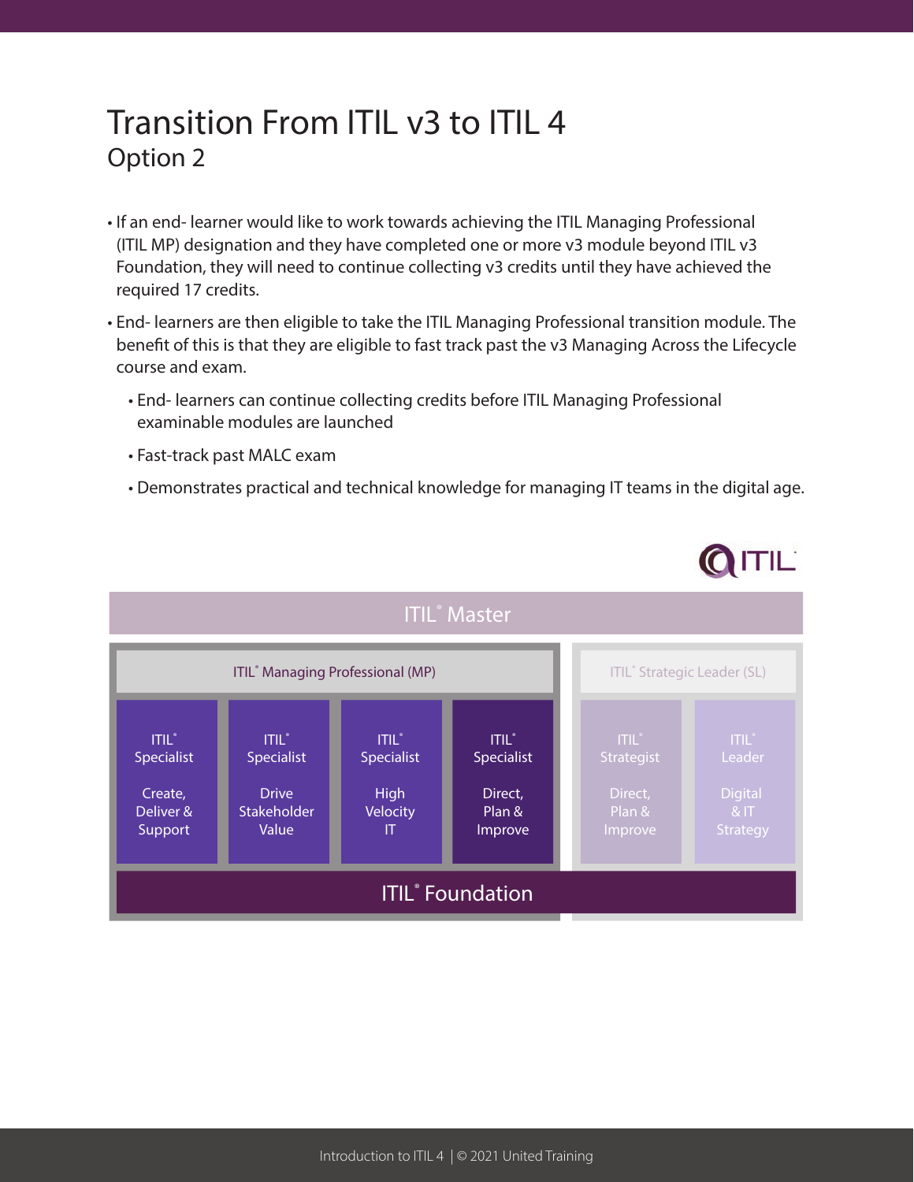# Transition From ITIL v3 to ITIL 4

## Option 2

- If an end- learner would like to work towards achieving the ITIL Managing Professional (ITIL MP) designation and they have completed one or more v3 module beyond ITIL v3 Foundation, they will need to continue collecting v3 credits until they have achieved the required 17 credits.
- End- learners are then eligible to take the ITIL Managing Professional transition module. The benefit of this is that they are eligible to fast track past the v3 Managing Across the Lifecycle course and exam.
  - End- learners can continue collecting credits before ITIL Managing Professional examinable modules are launched
  - Fast-track past MALC exam
  - Demonstrates practical and technical knowledge for managing IT teams in the digital age.

ITIL® Master

| ITIL® Managing Professional (MP) | | | | ITIL® Strategic Leader (SL) | |
|---|---|---|---|---|---|
| ITIL® Specialist<br>Create, Deliver & Support | ITIL® Specialist<br>Drive Stakeholder Value | ITIL® Specialist<br>High Velocity IT | ITIL® Specialist<br>Direct, Plan & Improve | ITIL® Strategist<br>Direct, Plan & Improve | ITIL® Leader<br>Digital & IT Strategy |

ITIL® Foundation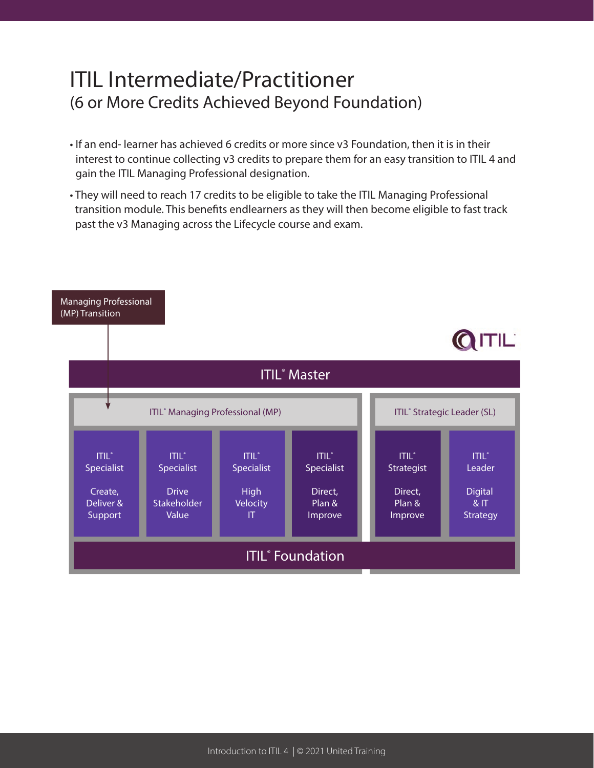# ITIL Intermediate/Practitioner

## (6 or More Credits Achieved Beyond Foundation)

- If an end- learner has achieved 6 credits or more since v3 Foundation, then it is in their interest to continue collecting v3 credits to prepare them for an easy transition to ITIL 4 and gain the ITIL Managing Professional designation.
- They will need to reach 17 credits to be eligible to take the ITIL Managing Professional transition module. This benefits endlearners as they will then become eligible to fast track past the v3 Managing across the Lifecycle course and exam.

Managing Professional (MP) Transition

ITIL® Master

| ITIL® Managing Professional (MP) | | | | ITIL® Strategic Leader (SL) | |
|---|---|---|---|---|---|
| ITIL® Specialist<br>Create, Deliver & Support | ITIL® Specialist<br>Drive Stakeholder Value | ITIL® Specialist<br>High Velocity IT | ITIL® Specialist<br>Direct, Plan & Improve | ITIL® Strategist<br>Direct, Plan & Improve | ITIL® Leader<br>Digital & IT Strategy |

ITIL® Foundation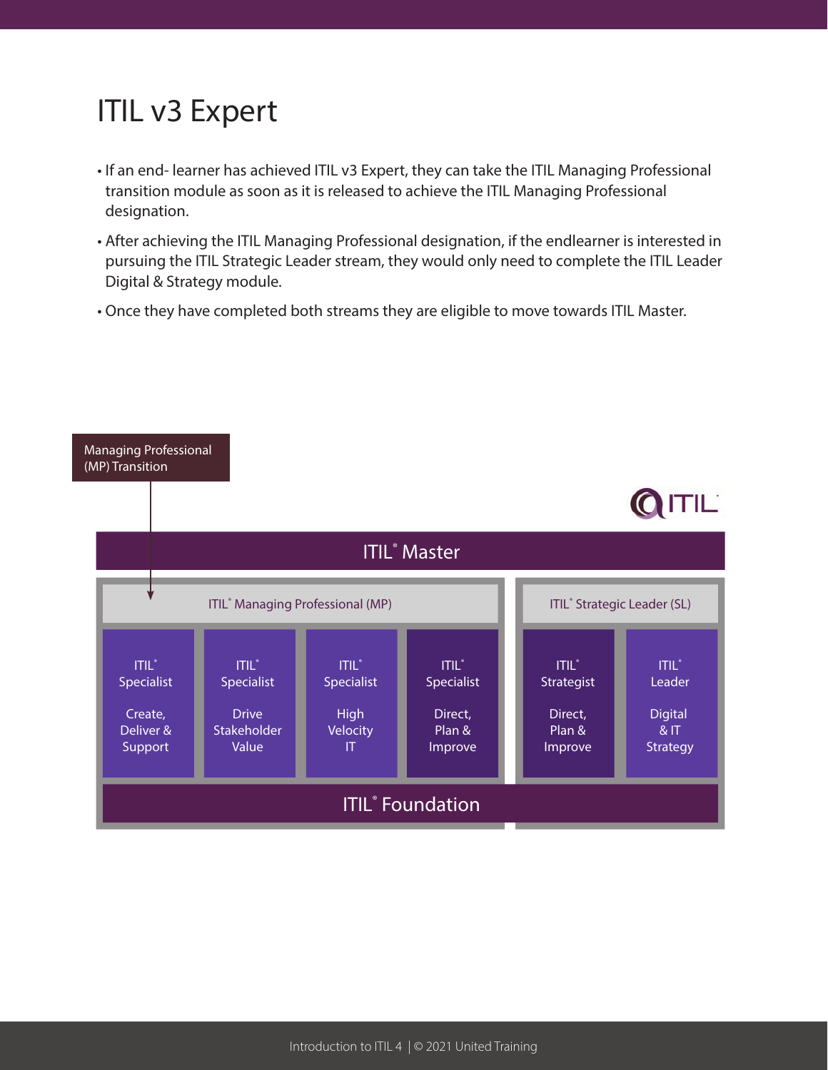# ITIL v3 Expert

- If an end- learner has achieved ITIL v3 Expert, they can take the ITIL Managing Professional transition module as soon as it is released to achieve the ITIL Managing Professional designation.
- After achieving the ITIL Managing Professional designation, if the endlearner is interested in pursuing the ITIL Strategic Leader stream, they would only need to complete the ITIL Leader Digital & Strategy module.
- Once they have completed both streams they are eligible to move towards ITIL Master.

Managing Professional (MP) Transition

ITIL® Master

| ITIL® Managing Professional (MP) | | | | ITIL® Strategic Leader (SL) | |
|---|---|---|---|---|---|
| ITIL® Specialist Create, Deliver & Support | ITIL® Specialist Drive Stakeholder Value | ITIL® Specialist High Velocity IT | ITIL® Specialist Direct, Plan & Improve | ITIL® Strategist Direct, Plan & Improve | ITIL® Leader Digital & IT Strategy |

ITIL® Foundation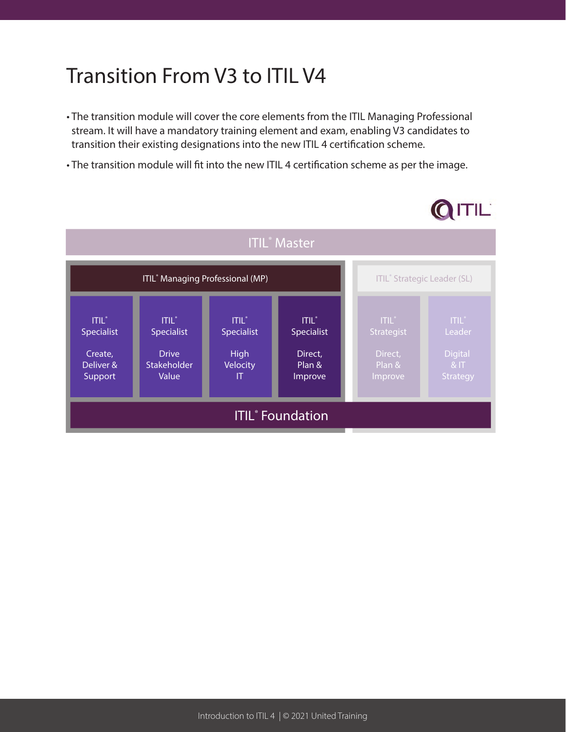# Transition From V3 to ITIL V4

- The transition module will cover the core elements from the ITIL Managing Professional stream. It will have a mandatory training element and exam, enabling V3 candidates to transition their existing designations into the new ITIL 4 certification scheme.
- The transition module will fit into the new ITIL 4 certification scheme as per the image.

ITIL

ITIL® Master

ITIL® Managing Professional (MP)

ITIL® Specialist Create, Deliver & Support

ITIL® Specialist Drive Stakeholder Value

ITIL® Specialist High Velocity IT

ITIL® Specialist Direct, Plan & Improve

ITIL® Strategic Leader (SL)

ITIL® Strategist Direct, Plan & Improve

ITIL® Leader Digital & IT Strategy

ITIL® Foundation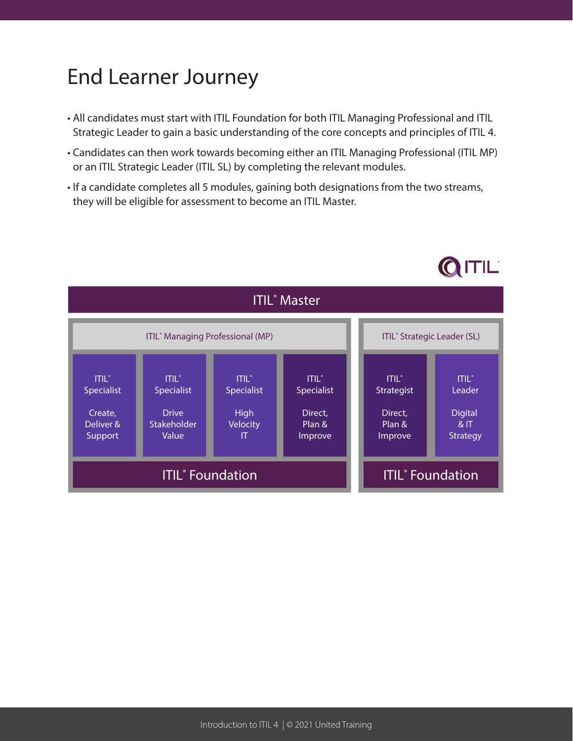# End Learner Journey

- All candidates must start with ITIL Foundation for both ITIL Managing Professional and ITIL Strategic Leader to gain a basic understanding of the core concepts and principles of ITIL 4.
- Candidates can then work towards becoming either an ITIL Managing Professional (ITIL MP) or an ITIL Strategic Leader (ITIL SL) by completing the relevant modules.
- If a candidate completes all 5 modules, gaining both designations from the two streams, they will be eligible for assessment to become an ITIL Master.

ITIL® Master

| ITIL® Managing Professional (MP) | | | | ITIL® Strategic Leader (SL) | |
|---|---|---|---|---|---|
| ITIL® Specialist Create, Deliver & Support | ITIL® Specialist Drive Stakeholder Value | ITIL® Specialist High Velocity IT | ITIL® Specialist Direct, Plan & Improve | ITIL® Strategist Direct, Plan & Improve | ITIL® Leader Digital & IT Strategy |
| ITIL® Foundation | | | | ITIL® Foundation | |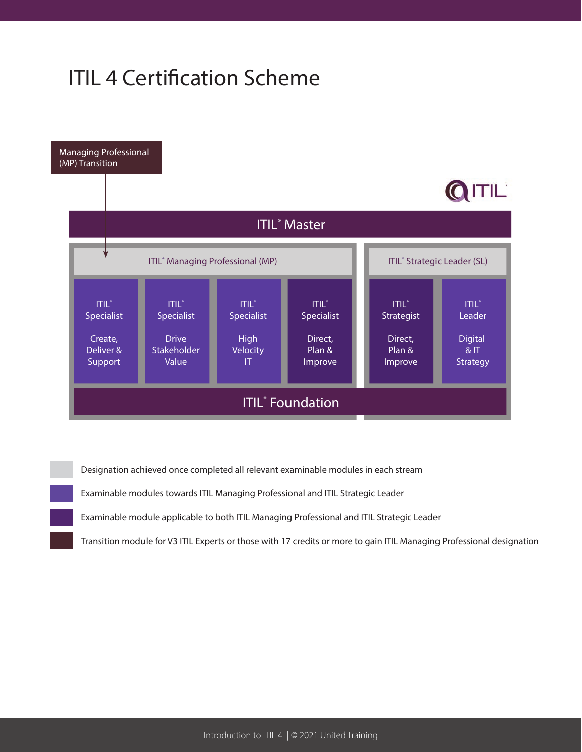# ITIL 4 Certification Scheme

Managing Professional (MP) Transition

ITIL® Master

ITIL® Managing Professional (MP)

ITIL® Strategic Leader (SL)

| ITIL® Specialist | ITIL® Specialist | ITIL® Specialist | ITIL® Specialist | ITIL® Strategist | ITIL® Leader |
|---|---|---|---|---|---|
| Create, Deliver & Support | Drive Stakeholder Value | High Velocity IT | Direct, Plan & Improve | Direct, Plan & Improve | Digital & IT Strategy |

ITIL® Foundation

- Designation achieved once completed all relevant examinable modules in each stream
- Examinable modules towards ITIL Managing Professional and ITIL Strategic Leader
- Examinable module applicable to both ITIL Managing Professional and ITIL Strategic Leader
- Transition module for V3 ITIL Experts or those with 17 credits or more to gain ITIL Managing Professional designation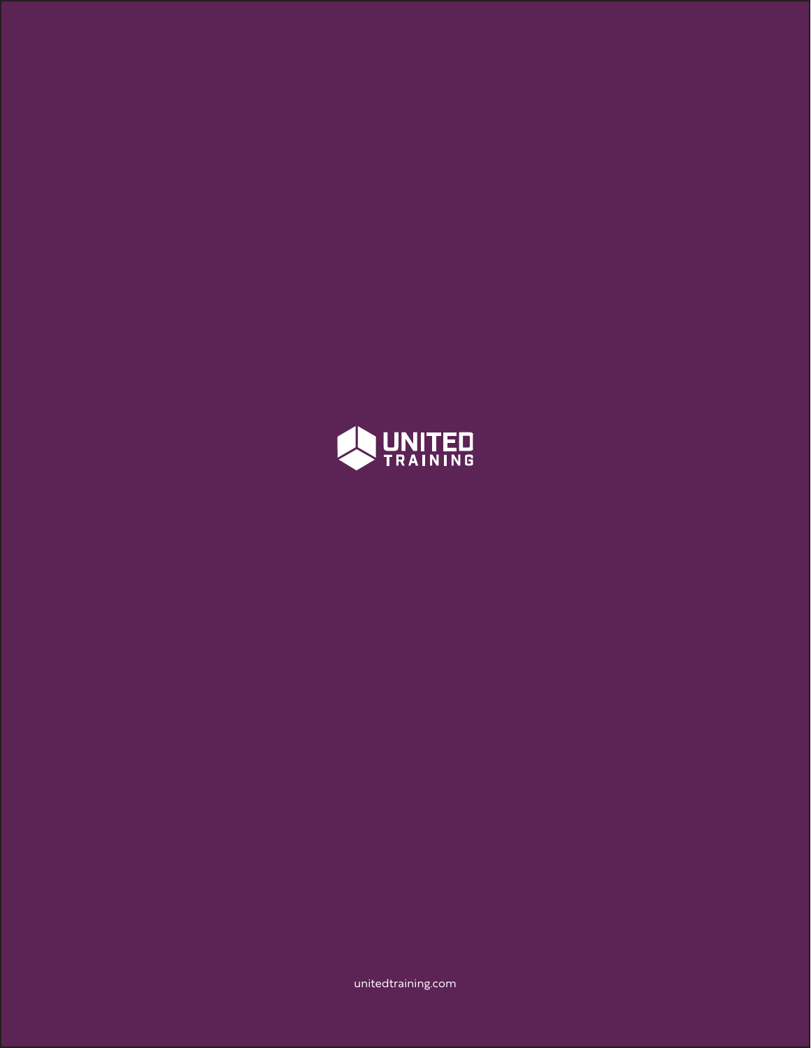UNITED
TRAINING

unitedtraining.com